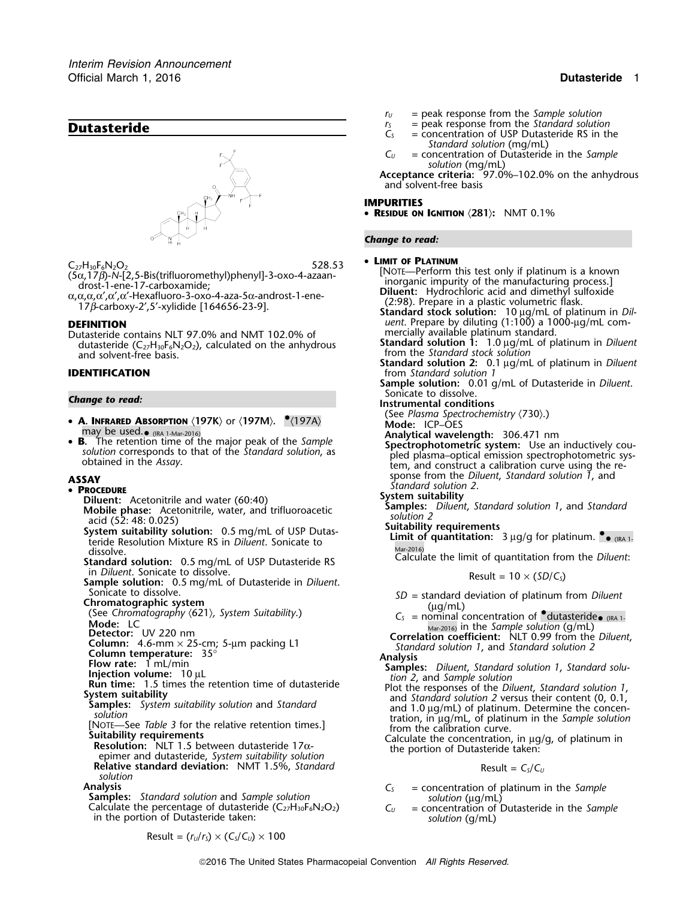# Dutasteride

$C_{27}H_{30}F_6N_2O_2$ 528.53

(5α,17β)-*N*-[2,5-Bis(trifluoromethyl)phenyl]-3-oxo-4-azaandrost-1-ene-17-carboxamide;

α,α,α,α′,α′,α′-Hexafluoro-3-oxo-4-aza-5α-androst-1-ene-17β-carboxy-2′,5′-xylidide [164656-23-9].

## DEFINITION

Dutasteride contains NLT 97.0% and NMT 102.0% of dutasteride ($C_{27}H_{30}F_6N_2O_2$), calculated on the anhydrous and solvent-free basis.

## IDENTIFICATION

*Change to read:*

- **A. Infrared Absorption** ⟨197K⟩ or ⟨197M⟩. ●⟨197A⟩ may be used.● (IRA 1-Mar-2016)
- **B.** The retention time of the major peak of the *Sample solution* corresponds to that of the *Standard solution*, as obtained in the *Assay*.

## ASSAY

- **Procedure**

**Diluent:** Acetonitrile and water (60:40)

**Mobile phase:** Acetonitrile, water, and trifluoroacetic acid (52: 48: 0.025)

**System suitability solution:** 0.5 mg/mL of USP Dutasteride Resolution Mixture RS in *Diluent*. Sonicate to dissolve.

**Standard solution:** 0.5 mg/mL of USP Dutasteride RS in *Diluent*. Sonicate to dissolve.

**Sample solution:** 0.5 mg/mL of Dutasteride in *Diluent*. Sonicate to dissolve.

**Chromatographic system**

(See *Chromatography* ⟨621⟩, *System Suitability*.)

**Mode:** LC

**Detector:** UV 220 nm

**Column:** 4.6-mm × 25-cm; 5-µm packing L1

**Column temperature:** 35°

**Flow rate:** 1 mL/min

**Injection volume:** 10 µL

**Run time:** 1.5 times the retention time of dutasteride

**System suitability**

**Samples:** *System suitability solution* and *Standard solution*

[Note—See *Table 3* for the relative retention times.]

**Suitability requirements**

**Resolution:** NLT 1.5 between dutasteride 17α-epimer and dutasteride, *System suitability solution*

**Relative standard deviation:** NMT 1.5%, *Standard solution*

**Analysis**

**Samples:** *Standard solution* and *Sample solution*

Calculate the percentage of dutasteride ($C_{27}H_{30}F_6N_2O_2$) in the portion of Dutasteride taken:

$$\text{Result} = (r_U/r_S) \times (C_S/C_U) \times 100$$

$r_U$ = peak response from the *Sample solution*

$r_S$ = peak response from the *Standard solution*

$C_S$ = concentration of USP Dutasteride RS in the *Standard solution* (mg/mL)

$C_U$ = concentration of Dutasteride in the *Sample solution* (mg/mL)

**Acceptance criteria:** 97.0%–102.0% on the anhydrous and solvent-free basis

## IMPURITIES

- **Residue on Ignition** ⟨281⟩: NMT 0.1%

*Change to read:*

- **Limit of Platinum**

[Note—Perform this test only if platinum is a known inorganic impurity of the manufacturing process.]

**Diluent:** Hydrochloric acid and dimethyl sulfoxide (2:98). Prepare in a plastic volumetric flask.

**Standard stock solution:** 10 µg/mL of platinum in *Diluent*. Prepare by diluting (1:100) a 1000-µg/mL commercially available platinum standard.

**Standard solution 1:** 1.0 µg/mL of platinum in *Diluent* from the *Standard stock solution*

**Standard solution 2:** 0.1 µg/mL of platinum in *Diluent* from *Standard solution 1*

**Sample solution:** 0.01 g/mL of Dutasteride in *Diluent*. Sonicate to dissolve.

**Instrumental conditions**

(See *Plasma Spectrochemistry* ⟨730⟩.)

**Mode:** ICP–OES

**Analytical wavelength:** 306.471 nm

**Spectrophotometric system:** Use an inductively coupled plasma–optical emission spectrophotometric system, and construct a calibration curve using the response from the *Diluent*, *Standard solution 1*, and *Standard solution 2*.

**System suitability**

**Samples:** *Diluent*, *Standard solution 1*, and *Standard solution 2*

**Suitability requirements**

**Limit of quantitation:** 3 µg/g for platinum. ●● (IRA 1-Mar-2016) Calculate the limit of quantitation from the *Diluent*:

$$\text{Result} = 10 \times (SD/C_S)$$

$SD$ = standard deviation of platinum from *Diluent* (µg/mL)

$C_S$ = nominal concentration of ●dutasteride● (IRA 1-Mar-2016) in the *Sample solution* (g/mL)

**Correlation coefficient:** NLT 0.99 from the *Diluent*, *Standard solution 1*, and *Standard solution 2*

**Analysis**

**Samples:** *Diluent*, *Standard solution 1*, *Standard solution 2*, and *Sample solution*

Plot the responses of the *Diluent*, *Standard solution 1*, and *Standard solution 2* versus their content (0, 0.1, and 1.0 µg/mL) of platinum. Determine the concentration, in µg/mL, of platinum in the *Sample solution* from the calibration curve.

Calculate the concentration, in µg/g, of platinum in the portion of Dutasteride taken:

$$\text{Result} = C_S/C_U$$

$C_S$ = concentration of platinum in the *Sample solution* (µg/mL)

$C_U$ = concentration of Dutasteride in the *Sample solution* (g/mL)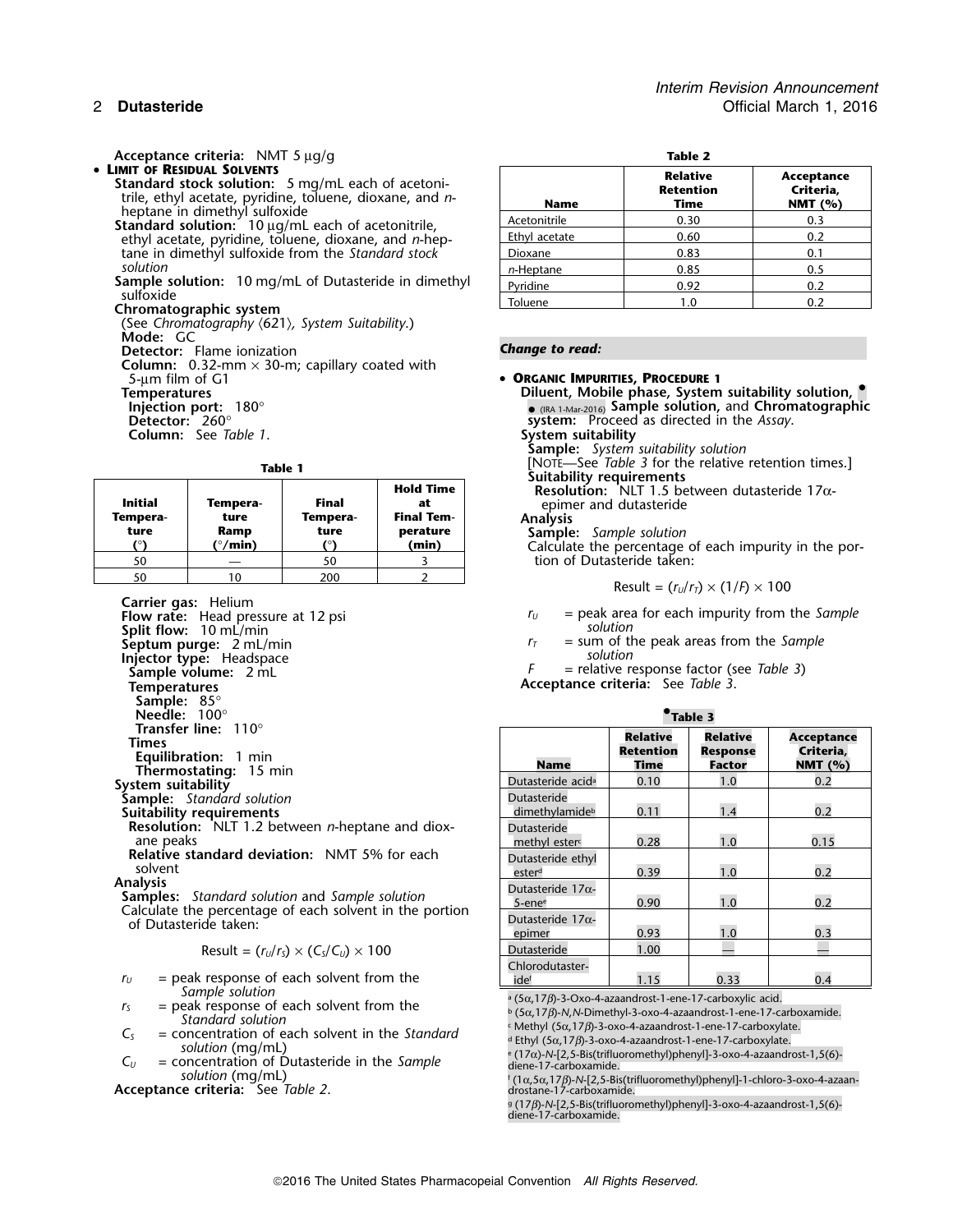**Acceptance criteria:** NMT 5 µg/g

- **Limit of Residual Solvents**

**Standard stock solution:** 5 mg/mL each of acetonitrile, ethyl acetate, pyridine, toluene, dioxane, and *n*-heptane in dimethyl sulfoxide

**Standard solution:** 10 µg/mL each of acetonitrile, ethyl acetate, pyridine, toluene, dioxane, and *n*-heptane in dimethyl sulfoxide from the *Standard stock solution*

**Sample solution:** 10 mg/mL of Dutasteride in dimethyl sulfoxide

**Chromatographic system**

(See *Chromatography* ⟨621⟩, *System Suitability*.)

**Mode:** GC

**Detector:** Flame ionization

**Column:** 0.32-mm × 30-m; capillary coated with 5-µm film of G1

**Temperatures**

**Injection port:** 180°

**Detector:** 260°

**Column:** See *Table 1*.

**Table 1**

| Initial Temperature (°) | Temperature Ramp (°/min) | Final Temperature (°) | Hold Time at Final Temperature (min) |
|---|---|---|---|
| 50 | — | 50 | 3 |
| 50 | 10 | 200 | 2 |

**Carrier gas:** Helium

**Flow rate:** Head pressure at 12 psi

**Split flow:** 10 mL/min

**Septum purge:** 2 mL/min

**Injector type:** Headspace

**Sample volume:** 2 mL

**Temperatures**

**Sample:** 85°

**Needle:** 100°

**Transfer line:** 110°

**Times**

**Equilibration:** 1 min

**Thermostating:** 15 min

**System suitability**

**Sample:** *Standard solution*

**Suitability requirements**

**Resolution:** NLT 1.2 between *n*-heptane and dioxane peaks

**Relative standard deviation:** NMT 5% for each solvent

**Analysis**

**Samples:** *Standard solution* and *Sample solution*

Calculate the percentage of each solvent in the portion of Dutasteride taken:

$$\text{Result} = (r_U/r_S) \times (C_S/C_U) \times 100$$

$r_U$ = peak response of each solvent from the *Sample solution*

$r_S$ = peak response of each solvent from the *Standard solution*

$C_S$ = concentration of each solvent in the *Standard solution* (mg/mL)

$C_U$ = concentration of Dutasteride in the *Sample solution* (mg/mL)

**Acceptance criteria:** See *Table 2*.

**Table 2**

| Name | Relative Retention Time | Acceptance Criteria, NMT (%) |
|---|---|---|
| Acetonitrile | 0.30 | 0.3 |
| Ethyl acetate | 0.60 | 0.2 |
| Dioxane | 0.83 | 0.1 |
| *n*-Heptane | 0.85 | 0.5 |
| Pyridine | 0.92 | 0.2 |
| Toluene | 1.0 | 0.2 |

***Change to read:***

- **Organic Impurities, Procedure 1**

**Diluent, Mobile phase, System suitability solution,** • ● (IRA 1-Mar-2016) **Sample solution,** and **Chromatographic system:** Proceed as directed in the *Assay*.

**System suitability**

**Sample:** *System suitability solution*

[Note—See *Table 3* for the relative retention times.]

**Suitability requirements**

**Resolution:** NLT 1.5 between dutasteride 17α-epimer and dutasteride

**Analysis**

**Sample:** *Sample solution*

Calculate the percentage of each impurity in the portion of Dutasteride taken:

$$\text{Result} = (r_U/r_T) \times (1/F) \times 100$$

$r_U$ = peak area for each impurity from the *Sample solution*

$r_T$ = sum of the peak areas from the *Sample solution*

$F$ = relative response factor (see *Table 3*)

**Acceptance criteria:** See *Table 3*.

•**Table 3**

| Name | Relative Retention Time | Relative Response Factor | Acceptance Criteria, NMT (%) |
|---|---|---|---|
| Dutasteride acid[a] | 0.10 | 1.0 | 0.2 |
| Dutasteride dimethylamide[b] | 0.11 | 1.4 | 0.2 |
| Dutasteride methyl ester[c] | 0.28 | 1.0 | 0.15 |
| Dutasteride ethyl ester[d] | 0.39 | 1.0 | 0.2 |
| Dutasteride 17α-5-ene[e] | 0.90 | 1.0 | 0.2 |
| Dutasteride 17α-epimer | 0.93 | 1.0 | 0.3 |
| Dutasteride | 1.00 | — | — |
| Chlorodutasteride[f] | 1.15 | 0.33 | 0.4 |

[a] (5α,17β)-3-Oxo-4-azaandrost-1-ene-17-carboxylic acid.

[b] (5α,17β)-*N*,*N*-Dimethyl-3-oxo-4-azaandrost-1-ene-17-carboxamide.

[c] Methyl (5α,17β)-3-oxo-4-azaandrost-1-ene-17-carboxylate.

[d] Ethyl (5α,17β)-3-oxo-4-azaandrost-1-ene-17-carboxylate.

[e] (17α)-*N*-[2,5-Bis(trifluoromethyl)phenyl]-3-oxo-4-azaandrost-1,5(6)-diene-17-carboxamide.

[f] (1α,5α,17β)-*N*-[2,5-Bis(trifluoromethyl)phenyl]-1-chloro-3-oxo-4-azaandrostane-17-carboxamide.

[g] (17β)-*N*-[2,5-Bis(trifluoromethyl)phenyl]-3-oxo-4-azaandrost-1,5(6)-diene-17-carboxamide.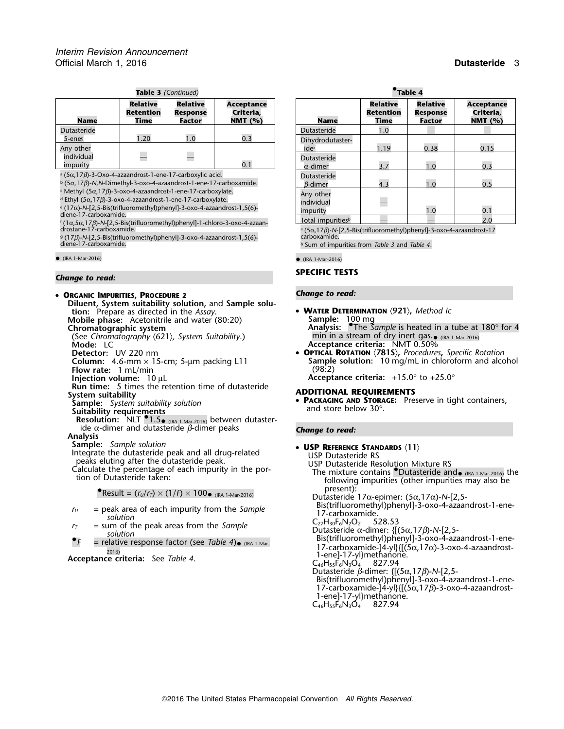**Table 3** *(Continued)*

| Name | Relative Retention Time | Relative Response Factor | Acceptance Criteria, NMT (%) |
| --- | --- | --- | --- |
| Dutasteride 5-ene[g] | 1.20 | 1.0 | 0.3 |
| Any other individual impurity | — | — | 0.1 |

[a] (5α,17β)-3-Oxo-4-azaandrost-1-ene-17-carboxylic acid.
[b] (5α,17β)-N,N-Dimethyl-3-oxo-4-azaandrost-1-ene-17-carboxamide.
[c] Methyl (5α,17β)-3-oxo-4-azaandrost-1-ene-17-carboxylate.
[d] Ethyl (5α,17β)-3-oxo-4-azaandrost-1-ene-17-carboxylate.
[e] (17α)-N-[2,5-Bis(trifluoromethyl)phenyl]-3-oxo-4-azaandrost-1,5(6)-diene-17-carboxamide.
[f] (1α,5α,17β)-N-[2,5-Bis(trifluoromethyl)phenyl]-1-chloro-3-oxo-4-azaandrostane-17-carboxamide.
[g] (17β)-N-[2,5-Bis(trifluoromethyl)phenyl]-3-oxo-4-azaandrost-1,5(6)-diene-17-carboxamide.

● (IRA 1-Mar-2016)

*Change to read:*

- **Organic Impurities, Procedure 2**

**Diluent, System suitability solution,** and **Sample solution:** Prepare as directed in the *Assay*.
**Mobile phase:** Acetonitrile and water (80:20)
**Chromatographic system**
(See *Chromatography* ⟨621⟩, *System Suitability*.)
**Mode:** LC
**Detector:** UV 220 nm
**Column:** 4.6-mm × 15-cm; 5-µm packing L11
**Flow rate:** 1 mL/min
**Injection volume:** 10 µL
**Run time:** 5 times the retention time of dutasteride
**System suitability**
**Sample:** *System suitability solution*
**Suitability requirements**
**Resolution:** NLT ●1.5● (IRA 1-Mar-2016) between dutasteride α-dimer and dutasteride β-dimer peaks
**Analysis**
**Sample:** *Sample solution*
Integrate the dutasteride peak and all drug-related peaks eluting after the dutasteride peak.
Calculate the percentage of each impurity in the portion of Dutasteride taken:

●Result = $(r_U/r_T) \times (1/F) \times 100$● (IRA 1-Mar-2016)

$r_U$ = peak area of each impurity from the *Sample solution*
$r_T$ = sum of the peak areas from the *Sample solution*
●$F$ = relative response factor (see *Table 4*)● (IRA 1-Mar-2016)

**Acceptance criteria:** See *Table 4*.

●**Table 4**

| Name | Relative Retention Time | Relative Response Factor | Acceptance Criteria, NMT (%) |
| --- | --- | --- | --- |
| Dutasteride | 1.0 | — | — |
| Dihydrodutasteride[a] | 1.19 | 0.38 | 0.15 |
| Dutasteride α-dimer | 3.7 | 1.0 | 0.3 |
| Dutasteride β-dimer | 4.3 | 1.0 | 0.5 |
| Any other individual impurity | — | 1.0 | 0.1 |
| Total impurities[b] | — | — | 2.0 |

[a] (5α,17β)-N-[2,5-Bis(trifluoromethyl)phenyl]-3-oxo-4-azaandrost-17 carboxamide.
[b] Sum of impurities from *Table 3* and *Table 4*.

● (IRA 1-Mar-2016)

## SPECIFIC TESTS

*Change to read:*

- **Water Determination** ⟨921⟩, *Method Ic*

**Sample:** 100 mg
**Analysis:** ●The *Sample* is heated in a tube at 180° for 4 min in a stream of dry inert gas.● (IRA 1-Mar-2016)
**Acceptance criteria:** NMT 0.50%

- **Optical Rotation** ⟨781S⟩, *Procedures, Specific Rotation*

**Sample solution:** 10 mg/mL in chloroform and alcohol (98:2)
**Acceptance criteria:** +15.0° to +25.0°

## ADDITIONAL REQUIREMENTS

- **Packaging and Storage:** Preserve in tight containers, and store below 30°.

*Change to read:*

- **USP Reference Standards** ⟨11⟩

USP Dutasteride RS
USP Dutasteride Resolution Mixture RS
The mixture contains ●Dutasteride and● (IRA 1-Mar-2016) the following impurities (other impurities may also be present):
Dutasteride 17α-epimer: (5α,17α)-N-[2,5-Bis(trifluoromethyl)phenyl]-3-oxo-4-azaandrost-1-ene-17-carboxamide.
$C_{27}H_{30}F_6N_2O_2$ 528.53
Dutasteride α-dimer: {[(5α,17β)-N-[2,5-Bis(trifluoromethyl)phenyl]-3-oxo-4-azaandrost-1-ene-17-carboxamide-]4-yl}{[(5α,17α)-3-oxo-4-azaandrost-1-ene]-17-yl}methanone.
$C_{46}H_{55}F_6N_3O_4$ 827.94
Dutasteride β-dimer: {[(5α,17β)-N-[2,5-Bis(trifluoromethyl)phenyl]-3-oxo-4-azaandrost-1-ene-17-carboxamide-]4-yl}{[(5α,17β)-3-oxo-4-azaandrost-1-ene]-17-yl}methanone.
$C_{46}H_{55}F_6N_3O_4$ 827.94